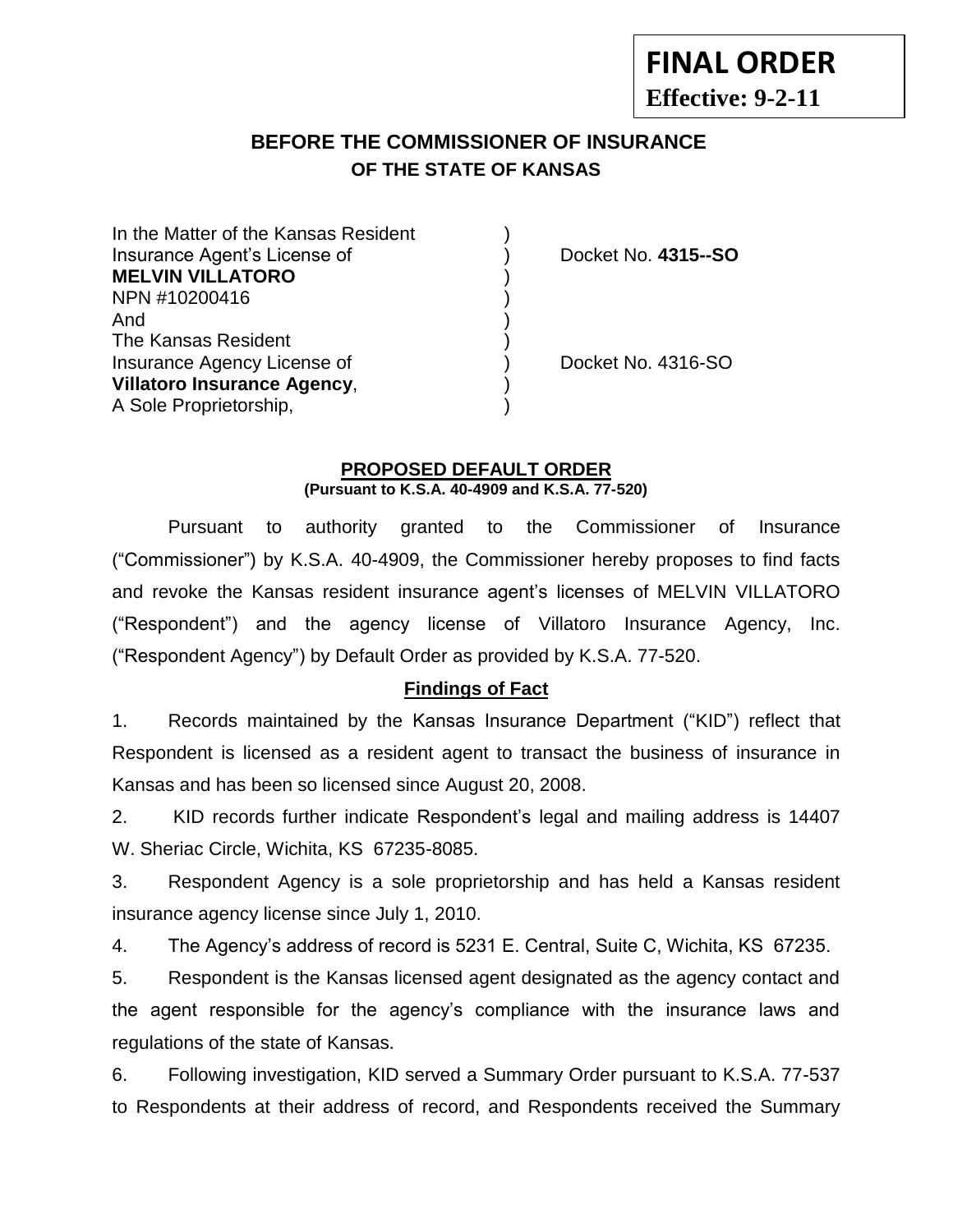**FINAL ORDER**
**Effective: 9-2-11**

## BEFORE THE COMMISSIONER OF INSURANCE
## OF THE STATE OF KANSAS

| | | |
|---|---|---|
| In the Matter of the Kansas Resident | ) | |
| Insurance Agent's License of | ) | Docket No. **4315--SO** |
| **MELVIN VILLATORO** | ) | |
| NPN #10200416 | ) | |
| And | ) | |
| The Kansas Resident | ) | |
| Insurance Agency License of | ) | Docket No. 4316-SO |
| **Villatoro Insurance Agency**, | ) | |
| A Sole Proprietorship, | ) | |

### PROPOSED DEFAULT ORDER
**(Pursuant to K.S.A. 40-4909 and K.S.A. 77-520)**

Pursuant to authority granted to the Commissioner of Insurance ("Commissioner") by K.S.A. 40-4909, the Commissioner hereby proposes to find facts and revoke the Kansas resident insurance agent's licenses of MELVIN VILLATORO ("Respondent") and the agency license of Villatoro Insurance Agency, Inc. ("Respondent Agency") by Default Order as provided by K.S.A. 77-520.

### Findings of Fact

1. Records maintained by the Kansas Insurance Department ("KID") reflect that Respondent is licensed as a resident agent to transact the business of insurance in Kansas and has been so licensed since August 20, 2008.

2. KID records further indicate Respondent's legal and mailing address is 14407 W. Sheriac Circle, Wichita, KS 67235-8085.

3. Respondent Agency is a sole proprietorship and has held a Kansas resident insurance agency license since July 1, 2010.

4. The Agency's address of record is 5231 E. Central, Suite C, Wichita, KS 67235.

5. Respondent is the Kansas licensed agent designated as the agency contact and the agent responsible for the agency's compliance with the insurance laws and regulations of the state of Kansas.

6. Following investigation, KID served a Summary Order pursuant to K.S.A. 77-537 to Respondents at their address of record, and Respondents received the Summary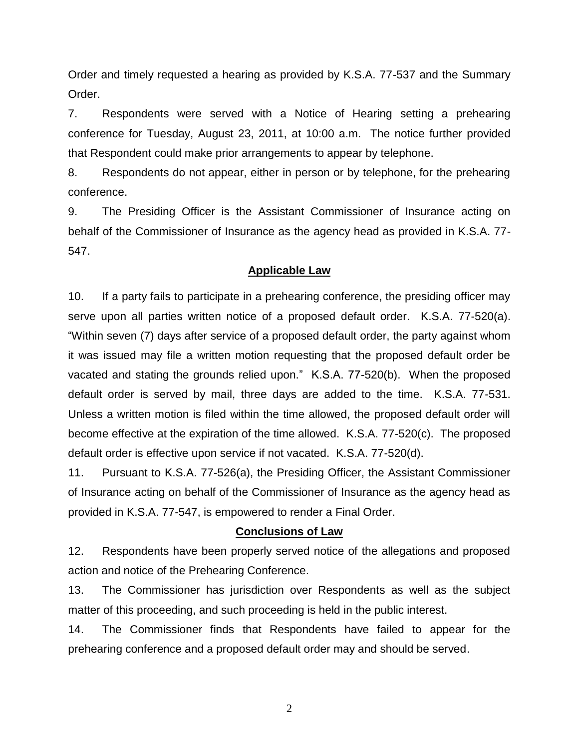Order and timely requested a hearing as provided by K.S.A. 77-537 and the Summary Order.

7. Respondents were served with a Notice of Hearing setting a prehearing conference for Tuesday, August 23, 2011, at 10:00 a.m. The notice further provided that Respondent could make prior arrangements to appear by telephone.

8. Respondents do not appear, either in person or by telephone, for the prehearing conference.

9. The Presiding Officer is the Assistant Commissioner of Insurance acting on behalf of the Commissioner of Insurance as the agency head as provided in K.S.A. 77-547.

## Applicable Law

10. If a party fails to participate in a prehearing conference, the presiding officer may serve upon all parties written notice of a proposed default order. K.S.A. 77-520(a). "Within seven (7) days after service of a proposed default order, the party against whom it was issued may file a written motion requesting that the proposed default order be vacated and stating the grounds relied upon." K.S.A. 77-520(b). When the proposed default order is served by mail, three days are added to the time. K.S.A. 77-531. Unless a written motion is filed within the time allowed, the proposed default order will become effective at the expiration of the time allowed. K.S.A. 77-520(c). The proposed default order is effective upon service if not vacated. K.S.A. 77-520(d).

11. Pursuant to K.S.A. 77-526(a), the Presiding Officer, the Assistant Commissioner of Insurance acting on behalf of the Commissioner of Insurance as the agency head as provided in K.S.A. 77-547, is empowered to render a Final Order.

## Conclusions of Law

12. Respondents have been properly served notice of the allegations and proposed action and notice of the Prehearing Conference.

13. The Commissioner has jurisdiction over Respondents as well as the subject matter of this proceeding, and such proceeding is held in the public interest.

14. The Commissioner finds that Respondents have failed to appear for the prehearing conference and a proposed default order may and should be served.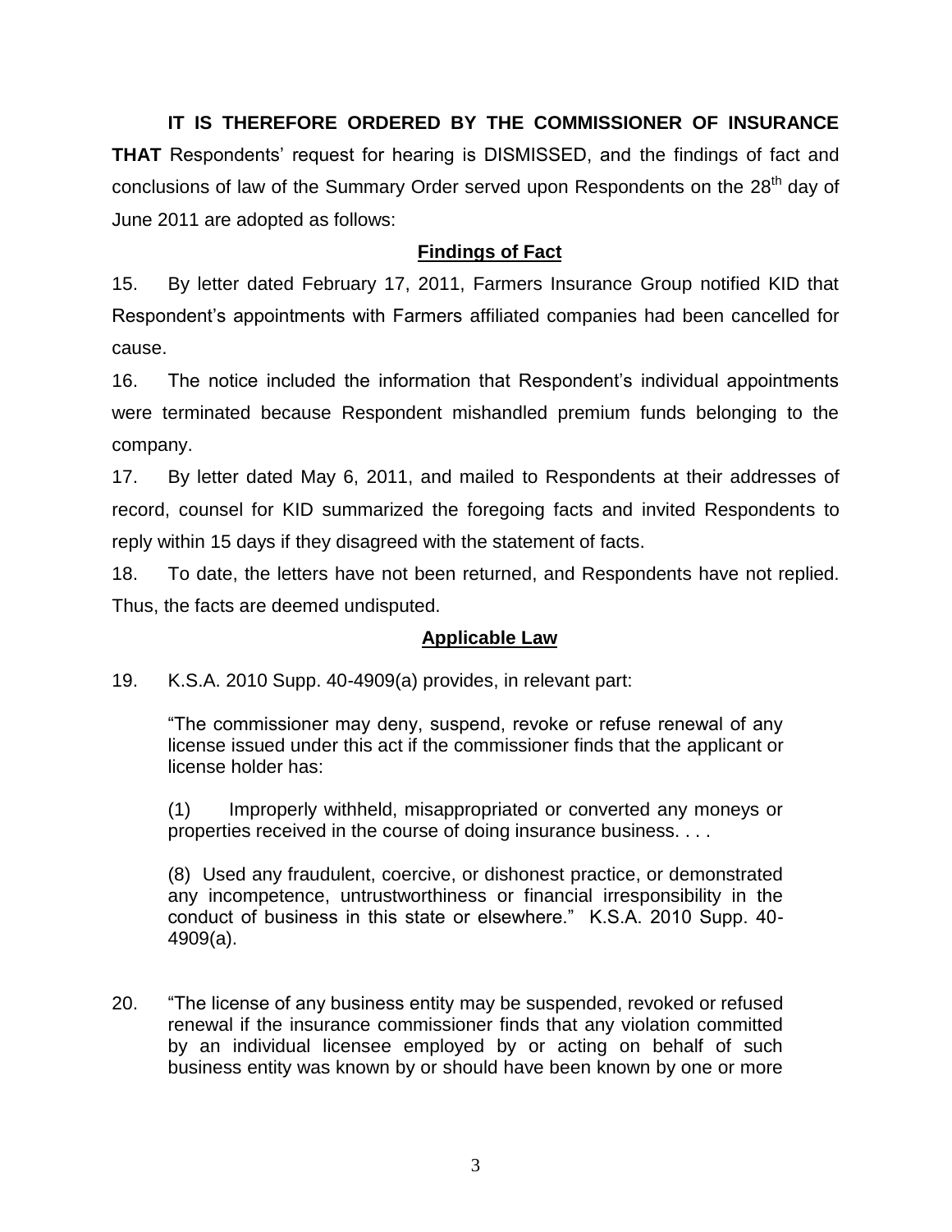**IT IS THEREFORE ORDERED BY THE COMMISSIONER OF INSURANCE THAT** Respondents' request for hearing is DISMISSED, and the findings of fact and conclusions of law of the Summary Order served upon Respondents on the 28th day of June 2011 are adopted as follows:

## Findings of Fact

15. By letter dated February 17, 2011, Farmers Insurance Group notified KID that Respondent's appointments with Farmers affiliated companies had been cancelled for cause.

16. The notice included the information that Respondent's individual appointments were terminated because Respondent mishandled premium funds belonging to the company.

17. By letter dated May 6, 2011, and mailed to Respondents at their addresses of record, counsel for KID summarized the foregoing facts and invited Respondents to reply within 15 days if they disagreed with the statement of facts.

18. To date, the letters have not been returned, and Respondents have not replied. Thus, the facts are deemed undisputed.

## Applicable Law

19. K.S.A. 2010 Supp. 40-4909(a) provides, in relevant part:

> "The commissioner may deny, suspend, revoke or refuse renewal of any license issued under this act if the commissioner finds that the applicant or license holder has:
>
> (1) Improperly withheld, misappropriated or converted any moneys or properties received in the course of doing insurance business. . . .
>
> (8) Used any fraudulent, coercive, or dishonest practice, or demonstrated any incompetence, untrustworthiness or financial irresponsibility in the conduct of business in this state or elsewhere." K.S.A. 2010 Supp. 40-4909(a).

20. "The license of any business entity may be suspended, revoked or refused renewal if the insurance commissioner finds that any violation committed by an individual licensee employed by or acting on behalf of such business entity was known by or should have been known by one or more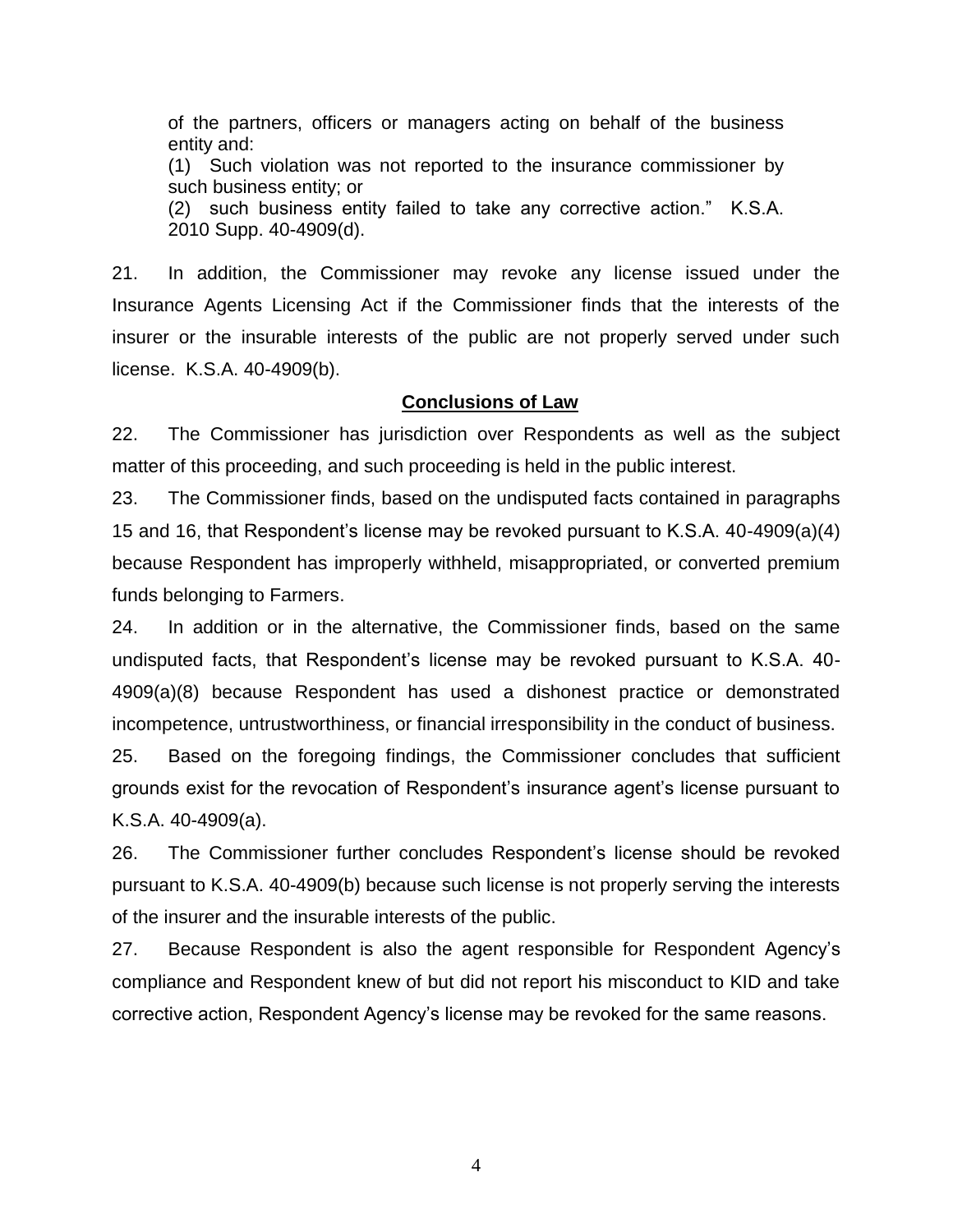> of the partners, officers or managers acting on behalf of the business entity and:
> (1) Such violation was not reported to the insurance commissioner by such business entity; or
> (2) such business entity failed to take any corrective action." K.S.A. 2010 Supp. 40-4909(d).

21. In addition, the Commissioner may revoke any license issued under the Insurance Agents Licensing Act if the Commissioner finds that the interests of the insurer or the insurable interests of the public are not properly served under such license. K.S.A. 40-4909(b).

## Conclusions of Law

22. The Commissioner has jurisdiction over Respondents as well as the subject matter of this proceeding, and such proceeding is held in the public interest.

23. The Commissioner finds, based on the undisputed facts contained in paragraphs 15 and 16, that Respondent's license may be revoked pursuant to K.S.A. 40-4909(a)(4) because Respondent has improperly withheld, misappropriated, or converted premium funds belonging to Farmers.

24. In addition or in the alternative, the Commissioner finds, based on the same undisputed facts, that Respondent's license may be revoked pursuant to K.S.A. 40-4909(a)(8) because Respondent has used a dishonest practice or demonstrated incompetence, untrustworthiness, or financial irresponsibility in the conduct of business.

25. Based on the foregoing findings, the Commissioner concludes that sufficient grounds exist for the revocation of Respondent's insurance agent's license pursuant to K.S.A. 40-4909(a).

26. The Commissioner further concludes Respondent's license should be revoked pursuant to K.S.A. 40-4909(b) because such license is not properly serving the interests of the insurer and the insurable interests of the public.

27. Because Respondent is also the agent responsible for Respondent Agency's compliance and Respondent knew of but did not report his misconduct to KID and take corrective action, Respondent Agency's license may be revoked for the same reasons.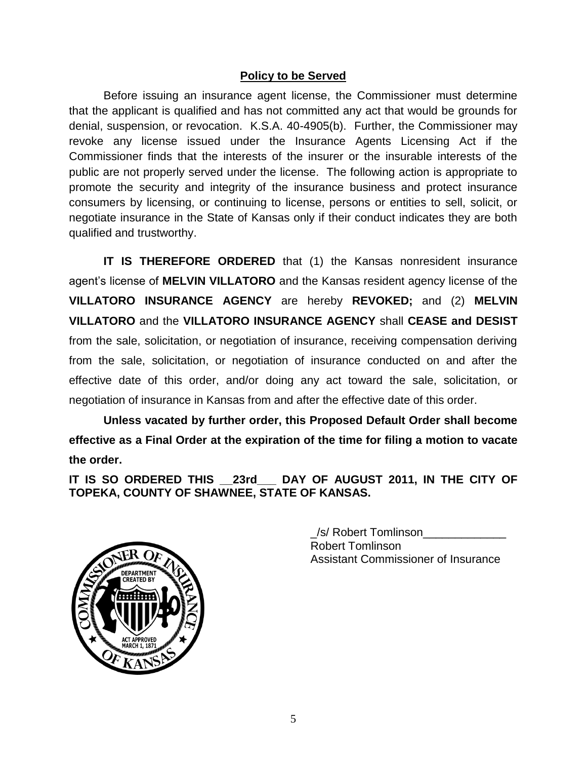## Policy to be Served

Before issuing an insurance agent license, the Commissioner must determine that the applicant is qualified and has not committed any act that would be grounds for denial, suspension, or revocation. K.S.A. 40-4905(b). Further, the Commissioner may revoke any license issued under the Insurance Agents Licensing Act if the Commissioner finds that the interests of the insurer or the insurable interests of the public are not properly served under the license. The following action is appropriate to promote the security and integrity of the insurance business and protect insurance consumers by licensing, or continuing to license, persons or entities to sell, solicit, or negotiate insurance in the State of Kansas only if their conduct indicates they are both qualified and trustworthy.

**IT IS THEREFORE ORDERED** that (1) the Kansas nonresident insurance agent's license of **MELVIN VILLATORO** and the Kansas resident agency license of the **VILLATORO INSURANCE AGENCY** are hereby **REVOKED;** and (2) **MELVIN VILLATORO** and the **VILLATORO INSURANCE AGENCY** shall **CEASE and DESIST** from the sale, solicitation, or negotiation of insurance, receiving compensation deriving from the sale, solicitation, or negotiation of insurance conducted on and after the effective date of this order, and/or doing any act toward the sale, solicitation, or negotiation of insurance in Kansas from and after the effective date of this order.

**Unless vacated by further order, this Proposed Default Order shall become effective as a Final Order at the expiration of the time for filing a motion to vacate the order.**

**IT IS SO ORDERED THIS __23rd___ DAY OF AUGUST 2011, IN THE CITY OF TOPEKA, COUNTY OF SHAWNEE, STATE OF KANSAS.**

_/s/ Robert Tomlinson_____________
Robert Tomlinson
Assistant Commissioner of Insurance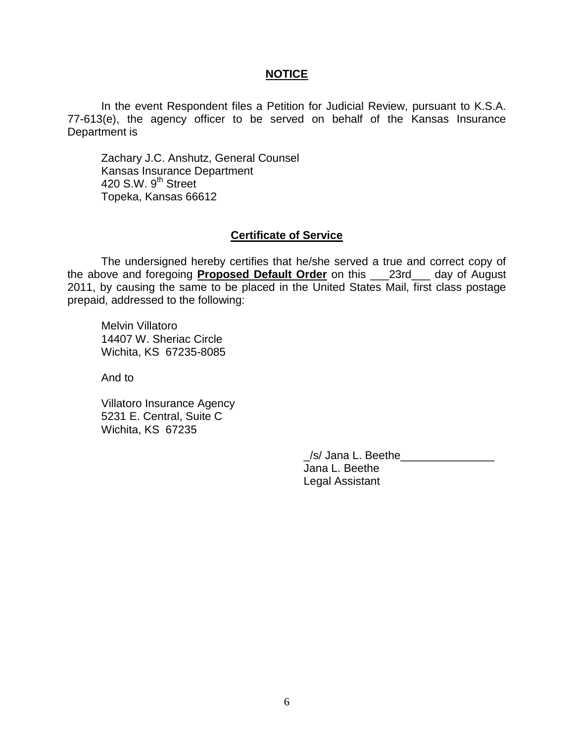## **NOTICE**

In the event Respondent files a Petition for Judicial Review, pursuant to K.S.A. 77-613(e), the agency officer to be served on behalf of the Kansas Insurance Department is

Zachary J.C. Anshutz, General Counsel
Kansas Insurance Department
420 S.W. 9th Street
Topeka, Kansas 66612

## **Certificate of Service**

The undersigned hereby certifies that he/she served a true and correct copy of the above and foregoing **Proposed Default Order** on this ___23rd___ day of August 2011, by causing the same to be placed in the United States Mail, first class postage prepaid, addressed to the following:

Melvin Villatoro
14407 W. Sheriac Circle
Wichita, KS 67235-8085

And to

Villatoro Insurance Agency
5231 E. Central, Suite C
Wichita, KS 67235

_/s/ Jana L. Beethe_______________
Jana L. Beethe
Legal Assistant